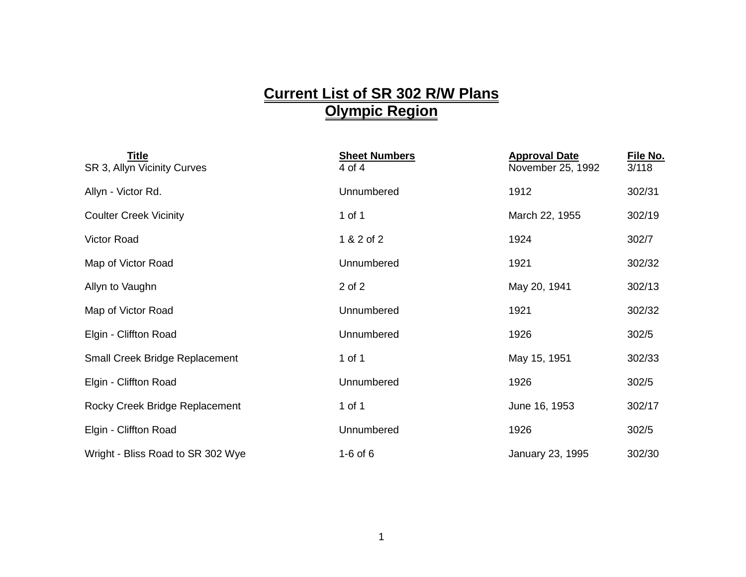# Current List of SR 302 R/W Plans
# Olympic Region

| Title | Sheet Numbers | Approval Date | File No. |
|---|---|---|---|
| SR 3, Allyn Vicinity Curves | 4 of 4 | November 25, 1992 | 3/118 |
| Allyn - Victor Rd. | Unnumbered | 1912 | 302/31 |
| Coulter Creek Vicinity | 1 of 1 | March 22, 1955 | 302/19 |
| Victor Road | 1 & 2 of 2 | 1924 | 302/7 |
| Map of Victor Road | Unnumbered | 1921 | 302/32 |
| Allyn to Vaughn | 2 of 2 | May 20, 1941 | 302/13 |
| Map of Victor Road | Unnumbered | 1921 | 302/32 |
| Elgin - Cliffton Road | Unnumbered | 1926 | 302/5 |
| Small Creek Bridge Replacement | 1 of 1 | May 15, 1951 | 302/33 |
| Elgin - Cliffton Road | Unnumbered | 1926 | 302/5 |
| Rocky Creek Bridge Replacement | 1 of 1 | June 16, 1953 | 302/17 |
| Elgin - Cliffton Road | Unnumbered | 1926 | 302/5 |
| Wright - Bliss Road to SR 302 Wye | 1-6 of 6 | January 23, 1995 | 302/30 |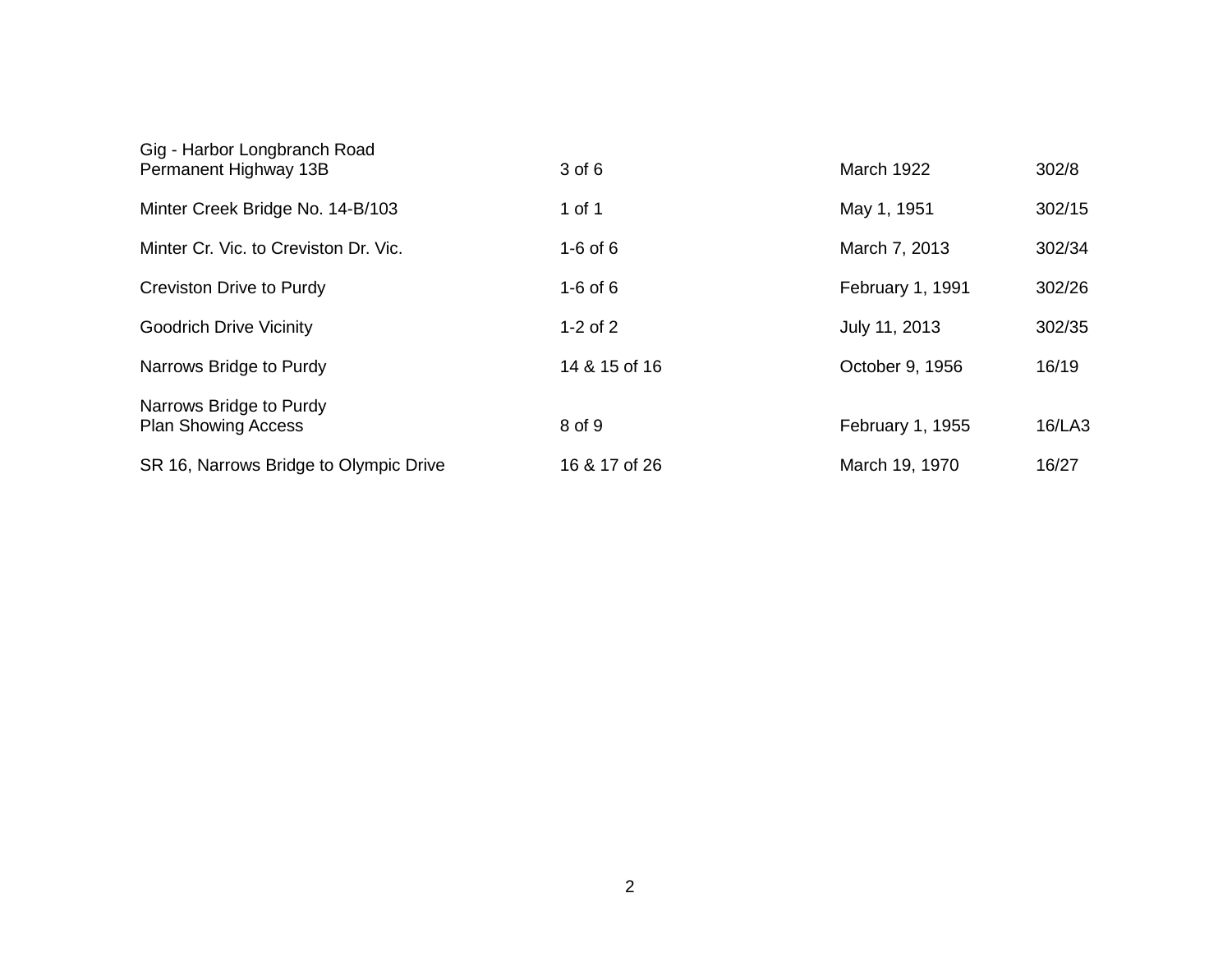| | | | |
|---|---|---|---|
| Gig - Harbor Longbranch Road Permanent Highway 13B | 3 of 6 | March 1922 | 302/8 |
| Minter Creek Bridge No. 14-B/103 | 1 of 1 | May 1, 1951 | 302/15 |
| Minter Cr. Vic. to Creviston Dr. Vic. | 1-6 of 6 | March 7, 2013 | 302/34 |
| Creviston Drive to Purdy | 1-6 of 6 | February 1, 1991 | 302/26 |
| Goodrich Drive Vicinity | 1-2 of 2 | July 11, 2013 | 302/35 |
| Narrows Bridge to Purdy | 14 & 15 of 16 | October 9, 1956 | 16/19 |
| Narrows Bridge to Purdy Plan Showing Access | 8 of 9 | February 1, 1955 | 16/LA3 |
| SR 16, Narrows Bridge to Olympic Drive | 16 & 17 of 26 | March 19, 1970 | 16/27 |